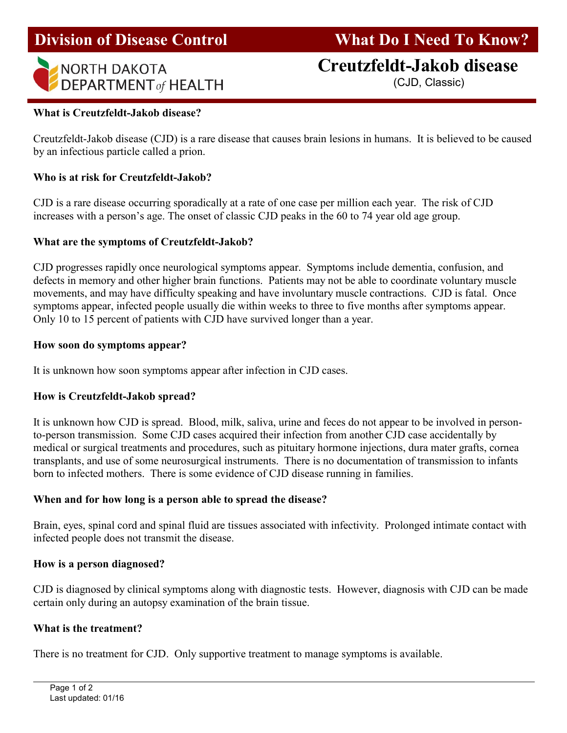Division of Disease Control — What Do I Need To Know?

NORTH DAKOTA DEPARTMENT *of* HEALTH

# Creutzfeldt-Jakob disease

(CJD, Classic)

**What is Creutzfeldt-Jakob disease?**

Creutzfeldt-Jakob disease (CJD) is a rare disease that causes brain lesions in humans. It is believed to be caused by an infectious particle called a prion.

**Who is at risk for Creutzfeldt-Jakob?**

CJD is a rare disease occurring sporadically at a rate of one case per million each year. The risk of CJD increases with a person's age. The onset of classic CJD peaks in the 60 to 74 year old age group.

**What are the symptoms of Creutzfeldt-Jakob?**

CJD progresses rapidly once neurological symptoms appear. Symptoms include dementia, confusion, and defects in memory and other higher brain functions. Patients may not be able to coordinate voluntary muscle movements, and may have difficulty speaking and have involuntary muscle contractions. CJD is fatal. Once symptoms appear, infected people usually die within weeks to three to five months after symptoms appear. Only 10 to 15 percent of patients with CJD have survived longer than a year.

**How soon do symptoms appear?**

It is unknown how soon symptoms appear after infection in CJD cases.

**How is Creutzfeldt-Jakob spread?**

It is unknown how CJD is spread. Blood, milk, saliva, urine and feces do not appear to be involved in person-to-person transmission. Some CJD cases acquired their infection from another CJD case accidentally by medical or surgical treatments and procedures, such as pituitary hormone injections, dura mater grafts, cornea transplants, and use of some neurosurgical instruments. There is no documentation of transmission to infants born to infected mothers. There is some evidence of CJD disease running in families.

**When and for how long is a person able to spread the disease?**

Brain, eyes, spinal cord and spinal fluid are tissues associated with infectivity. Prolonged intimate contact with infected people does not transmit the disease.

**How is a person diagnosed?**

CJD is diagnosed by clinical symptoms along with diagnostic tests. However, diagnosis with CJD can be made certain only during an autopsy examination of the brain tissue.

**What is the treatment?**

There is no treatment for CJD. Only supportive treatment to manage symptoms is available.

Last updated: 01/16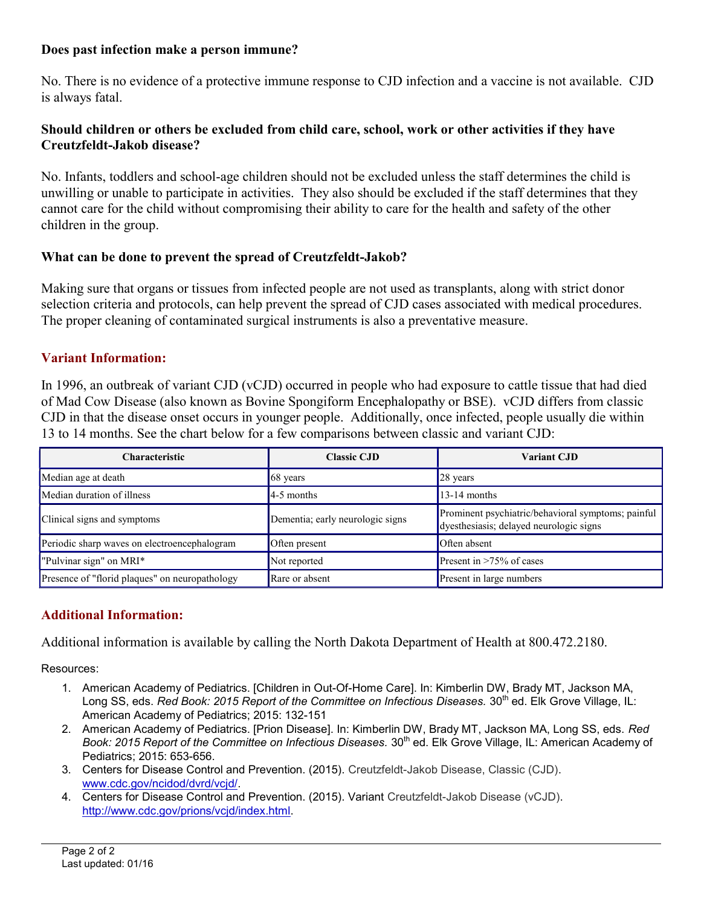**Does past infection make a person immune?**

No. There is no evidence of a protective immune response to CJD infection and a vaccine is not available. CJD is always fatal.

**Should children or others be excluded from child care, school, work or other activities if they have Creutzfeldt-Jakob disease?**

No. Infants, toddlers and school-age children should not be excluded unless the staff determines the child is unwilling or unable to participate in activities. They also should be excluded if the staff determines that they cannot care for the child without compromising their ability to care for the health and safety of the other children in the group.

**What can be done to prevent the spread of Creutzfeldt-Jakob?**

Making sure that organs or tissues from infected people are not used as transplants, along with strict donor selection criteria and protocols, can help prevent the spread of CJD cases associated with medical procedures. The proper cleaning of contaminated surgical instruments is also a preventative measure.

## Variant Information:

In 1996, an outbreak of variant CJD (vCJD) occurred in people who had exposure to cattle tissue that had died of Mad Cow Disease (also known as Bovine Spongiform Encephalopathy or BSE). vCJD differs from classic CJD in that the disease onset occurs in younger people. Additionally, once infected, people usually die within 13 to 14 months. See the chart below for a few comparisons between classic and variant CJD:

| Characteristic | Classic CJD | Variant CJD |
| --- | --- | --- |
| Median age at death | 68 years | 28 years |
| Median duration of illness | 4-5 months | 13-14 months |
| Clinical signs and symptoms | Dementia; early neurologic signs | Prominent psychiatric/behavioral symptoms; painful dyesthesiasis; delayed neurologic signs |
| Periodic sharp waves on electroencephalogram | Often present | Often absent |
| "Pulvinar sign" on MRI* | Not reported | Present in >75% of cases |
| Presence of "florid plaques" on neuropathology | Rare or absent | Present in large numbers |

## Additional Information:

Additional information is available by calling the North Dakota Department of Health at 800.472.2180.

Resources:

1. American Academy of Pediatrics. [Children in Out-Of-Home Care]. In: Kimberlin DW, Brady MT, Jackson MA, Long SS, eds. *Red Book: 2015 Report of the Committee on Infectious Diseases.* 30th ed. Elk Grove Village, IL: American Academy of Pediatrics; 2015: 132-151
2. American Academy of Pediatrics. [Prion Disease]. In: Kimberlin DW, Brady MT, Jackson MA, Long SS, eds. *Red Book: 2015 Report of the Committee on Infectious Diseases.* 30th ed. Elk Grove Village, IL: American Academy of Pediatrics; 2015: 653-656.
3. Centers for Disease Control and Prevention. (2015). Creutzfeldt-Jakob Disease, Classic (CJD). www.cdc.gov/ncidod/dvrd/vcjd/.
4. Centers for Disease Control and Prevention. (2015). Variant Creutzfeldt-Jakob Disease (vCJD). http://www.cdc.gov/prions/vcjd/index.html.

Last updated: 01/16